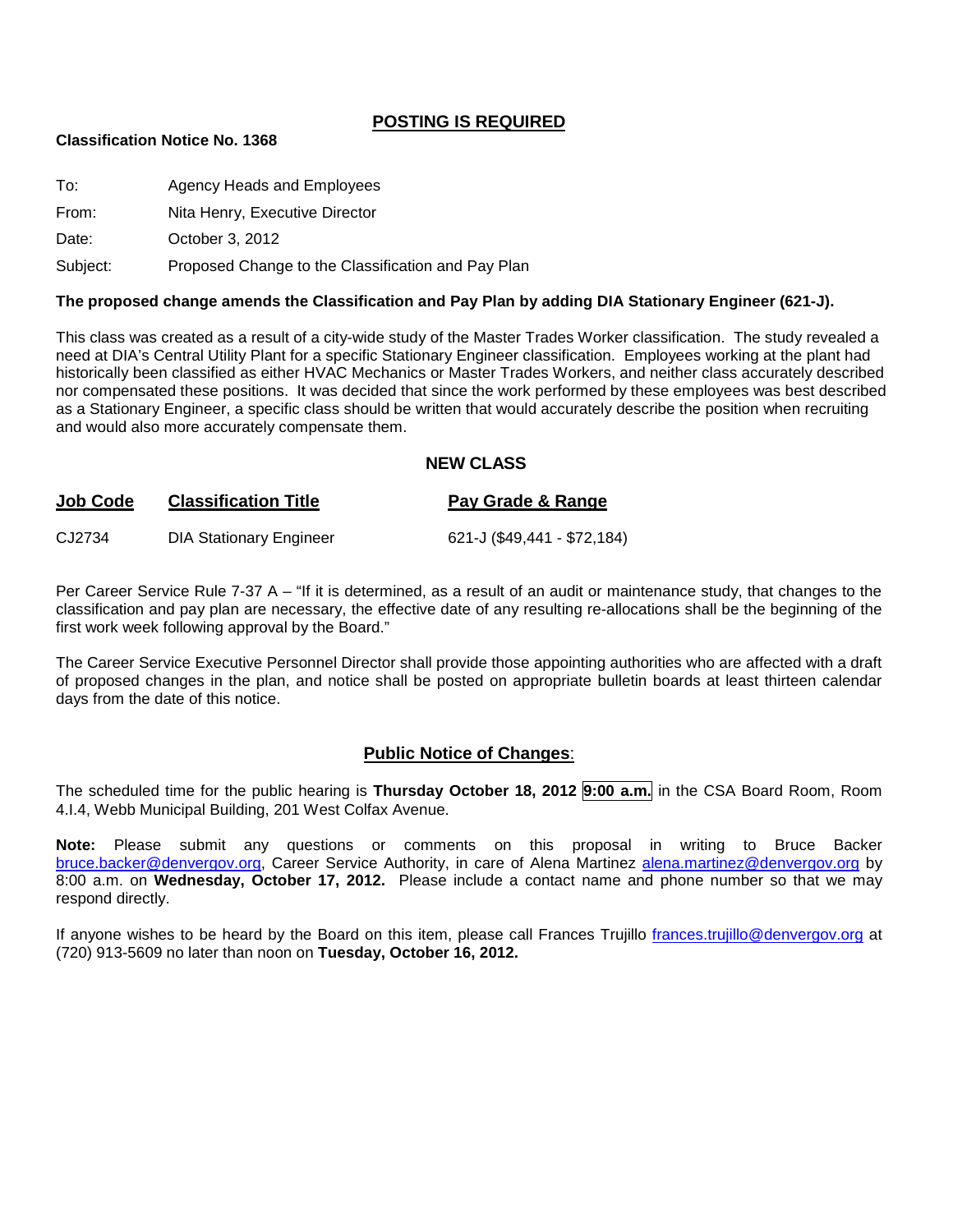## POSTING IS REQUIRED

**Classification Notice No. 1368**

To: Agency Heads and Employees

From: Nita Henry, Executive Director

Date: October 3, 2012

Subject: Proposed Change to the Classification and Pay Plan

**The proposed change amends the Classification and Pay Plan by adding DIA Stationary Engineer (621-J).**

This class was created as a result of a city-wide study of the Master Trades Worker classification. The study revealed a need at DIA's Central Utility Plant for a specific Stationary Engineer classification. Employees working at the plant had historically been classified as either HVAC Mechanics or Master Trades Workers, and neither class accurately described nor compensated these positions. It was decided that since the work performed by these employees was best described as a Stationary Engineer, a specific class should be written that would accurately describe the position when recruiting and would also more accurately compensate them.

### NEW CLASS

| Job Code | Classification Title | Pay Grade & Range |
|---|---|---|
| CJ2734 | DIA Stationary Engineer | 621-J ($49,441 - $72,184) |

Per Career Service Rule 7-37 A – "If it is determined, as a result of an audit or maintenance study, that changes to the classification and pay plan are necessary, the effective date of any resulting re-allocations shall be the beginning of the first work week following approval by the Board."

The Career Service Executive Personnel Director shall provide those appointing authorities who are affected with a draft of proposed changes in the plan, and notice shall be posted on appropriate bulletin boards at least thirteen calendar days from the date of this notice.

### Public Notice of Changes:

The scheduled time for the public hearing is **Thursday October 18, 2012 9:00 a.m.** in the CSA Board Room, Room 4.I.4, Webb Municipal Building, 201 West Colfax Avenue.

**Note:** Please submit any questions or comments on this proposal in writing to Bruce Backer bruce.backer@denvergov.org, Career Service Authority, in care of Alena Martinez alena.martinez@denvergov.org by 8:00 a.m. on **Wednesday, October 17, 2012.** Please include a contact name and phone number so that we may respond directly.

If anyone wishes to be heard by the Board on this item, please call Frances Trujillo frances.trujillo@denvergov.org at (720) 913-5609 no later than noon on **Tuesday, October 16, 2012.**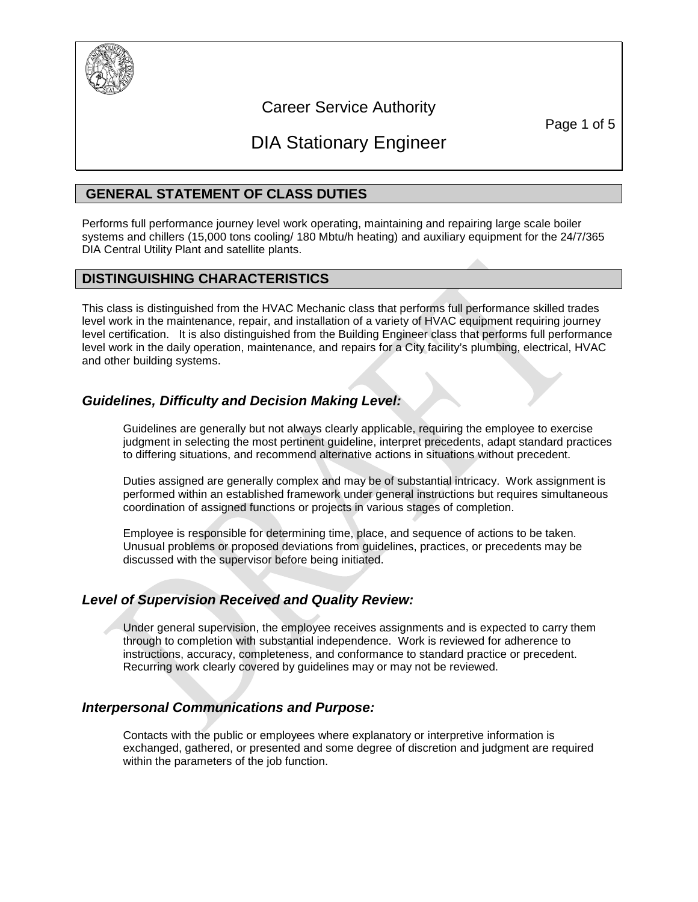# Career Service Authority

# DIA Stationary Engineer

## GENERAL STATEMENT OF CLASS DUTIES

Performs full performance journey level work operating, maintaining and repairing large scale boiler systems and chillers (15,000 tons cooling/ 180 Mbtu/h heating) and auxiliary equipment for the 24/7/365 DIA Central Utility Plant and satellite plants.

## DISTINGUISHING CHARACTERISTICS

This class is distinguished from the HVAC Mechanic class that performs full performance skilled trades level work in the maintenance, repair, and installation of a variety of HVAC equipment requiring journey level certification. It is also distinguished from the Building Engineer class that performs full performance level work in the daily operation, maintenance, and repairs for a City facility's plumbing, electrical, HVAC and other building systems.

### *Guidelines, Difficulty and Decision Making Level:*

Guidelines are generally but not always clearly applicable, requiring the employee to exercise judgment in selecting the most pertinent guideline, interpret precedents, adapt standard practices to differing situations, and recommend alternative actions in situations without precedent.

Duties assigned are generally complex and may be of substantial intricacy. Work assignment is performed within an established framework under general instructions but requires simultaneous coordination of assigned functions or projects in various stages of completion.

Employee is responsible for determining time, place, and sequence of actions to be taken. Unusual problems or proposed deviations from guidelines, practices, or precedents may be discussed with the supervisor before being initiated.

### *Level of Supervision Received and Quality Review:*

Under general supervision, the employee receives assignments and is expected to carry them through to completion with substantial independence. Work is reviewed for adherence to instructions, accuracy, completeness, and conformance to standard practice or precedent. Recurring work clearly covered by guidelines may or may not be reviewed.

### *Interpersonal Communications and Purpose:*

Contacts with the public or employees where explanatory or interpretive information is exchanged, gathered, or presented and some degree of discretion and judgment are required within the parameters of the job function.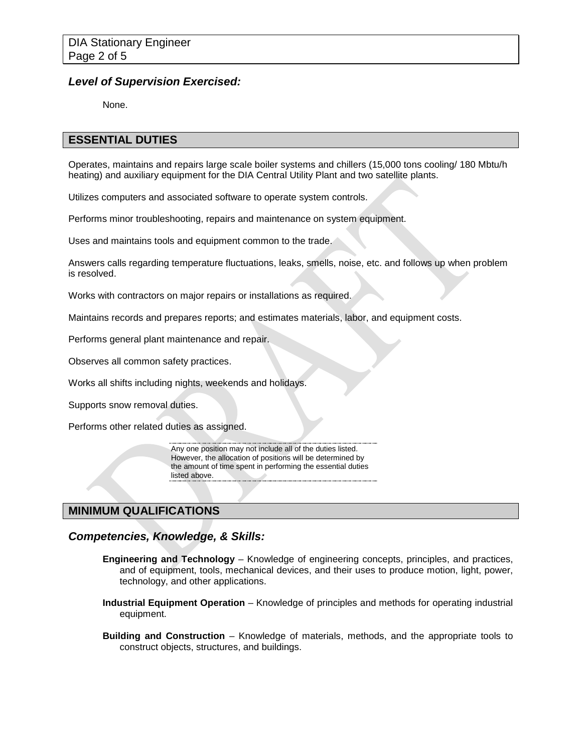### *Level of Supervision Exercised:*

None.

## ESSENTIAL DUTIES

Operates, maintains and repairs large scale boiler systems and chillers (15,000 tons cooling/ 180 Mbtu/h heating) and auxiliary equipment for the DIA Central Utility Plant and two satellite plants.

Utilizes computers and associated software to operate system controls.

Performs minor troubleshooting, repairs and maintenance on system equipment.

Uses and maintains tools and equipment common to the trade.

Answers calls regarding temperature fluctuations, leaks, smells, noise, etc. and follows up when problem is resolved.

Works with contractors on major repairs or installations as required.

Maintains records and prepares reports; and estimates materials, labor, and equipment costs.

Performs general plant maintenance and repair.

Observes all common safety practices.

Works all shifts including nights, weekends and holidays.

Supports snow removal duties.

Performs other related duties as assigned.

Any one position may not include all of the duties listed. However, the allocation of positions will be determined by the amount of time spent in performing the essential duties listed above.

## MINIMUM QUALIFICATIONS

### *Competencies, Knowledge, & Skills:*

**Engineering and Technology** – Knowledge of engineering concepts, principles, and practices, and of equipment, tools, mechanical devices, and their uses to produce motion, light, power, technology, and other applications.

**Industrial Equipment Operation** – Knowledge of principles and methods for operating industrial equipment.

**Building and Construction** – Knowledge of materials, methods, and the appropriate tools to construct objects, structures, and buildings.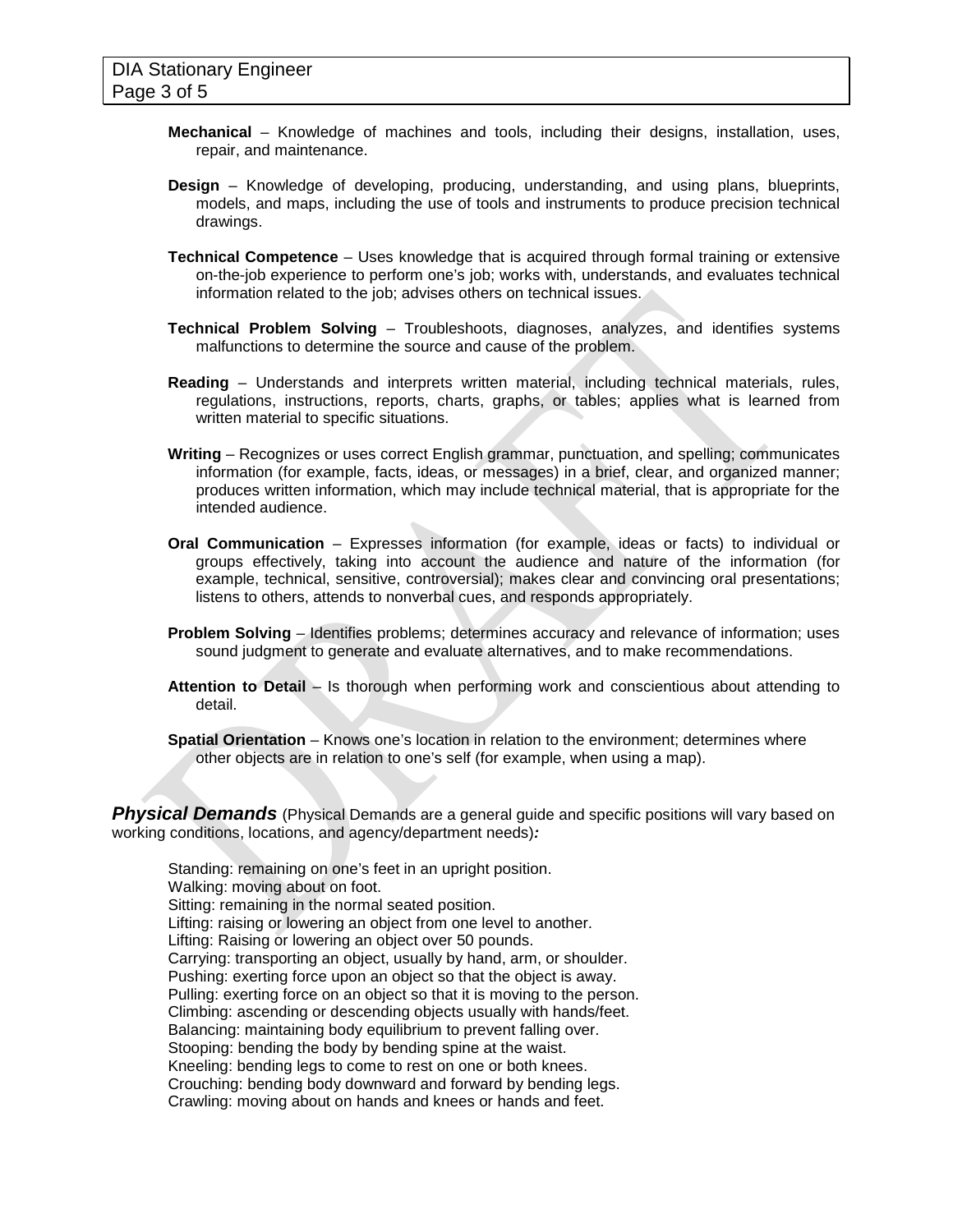**Mechanical** – Knowledge of machines and tools, including their designs, installation, uses, repair, and maintenance.

**Design** – Knowledge of developing, producing, understanding, and using plans, blueprints, models, and maps, including the use of tools and instruments to produce precision technical drawings.

**Technical Competence** – Uses knowledge that is acquired through formal training or extensive on-the-job experience to perform one's job; works with, understands, and evaluates technical information related to the job; advises others on technical issues.

**Technical Problem Solving** – Troubleshoots, diagnoses, analyzes, and identifies systems malfunctions to determine the source and cause of the problem.

**Reading** – Understands and interprets written material, including technical materials, rules, regulations, instructions, reports, charts, graphs, or tables; applies what is learned from written material to specific situations.

**Writing** – Recognizes or uses correct English grammar, punctuation, and spelling; communicates information (for example, facts, ideas, or messages) in a brief, clear, and organized manner; produces written information, which may include technical material, that is appropriate for the intended audience.

**Oral Communication** – Expresses information (for example, ideas or facts) to individual or groups effectively, taking into account the audience and nature of the information (for example, technical, sensitive, controversial); makes clear and convincing oral presentations; listens to others, attends to nonverbal cues, and responds appropriately.

**Problem Solving** – Identifies problems; determines accuracy and relevance of information; uses sound judgment to generate and evaluate alternatives, and to make recommendations.

**Attention to Detail** – Is thorough when performing work and conscientious about attending to detail.

**Spatial Orientation** – Knows one's location in relation to the environment; determines where other objects are in relation to one's self (for example, when using a map).

***Physical Demands*** (Physical Demands are a general guide and specific positions will vary based on working conditions, locations, and agency/department needs)***:***

Standing: remaining on one's feet in an upright position.
Walking: moving about on foot.
Sitting: remaining in the normal seated position.
Lifting: raising or lowering an object from one level to another.
Lifting: Raising or lowering an object over 50 pounds.
Carrying: transporting an object, usually by hand, arm, or shoulder.
Pushing: exerting force upon an object so that the object is away.
Pulling: exerting force on an object so that it is moving to the person.
Climbing: ascending or descending objects usually with hands/feet.
Balancing: maintaining body equilibrium to prevent falling over.
Stooping: bending the body by bending spine at the waist.
Kneeling: bending legs to come to rest on one or both knees.
Crouching: bending body downward and forward by bending legs.
Crawling: moving about on hands and knees or hands and feet.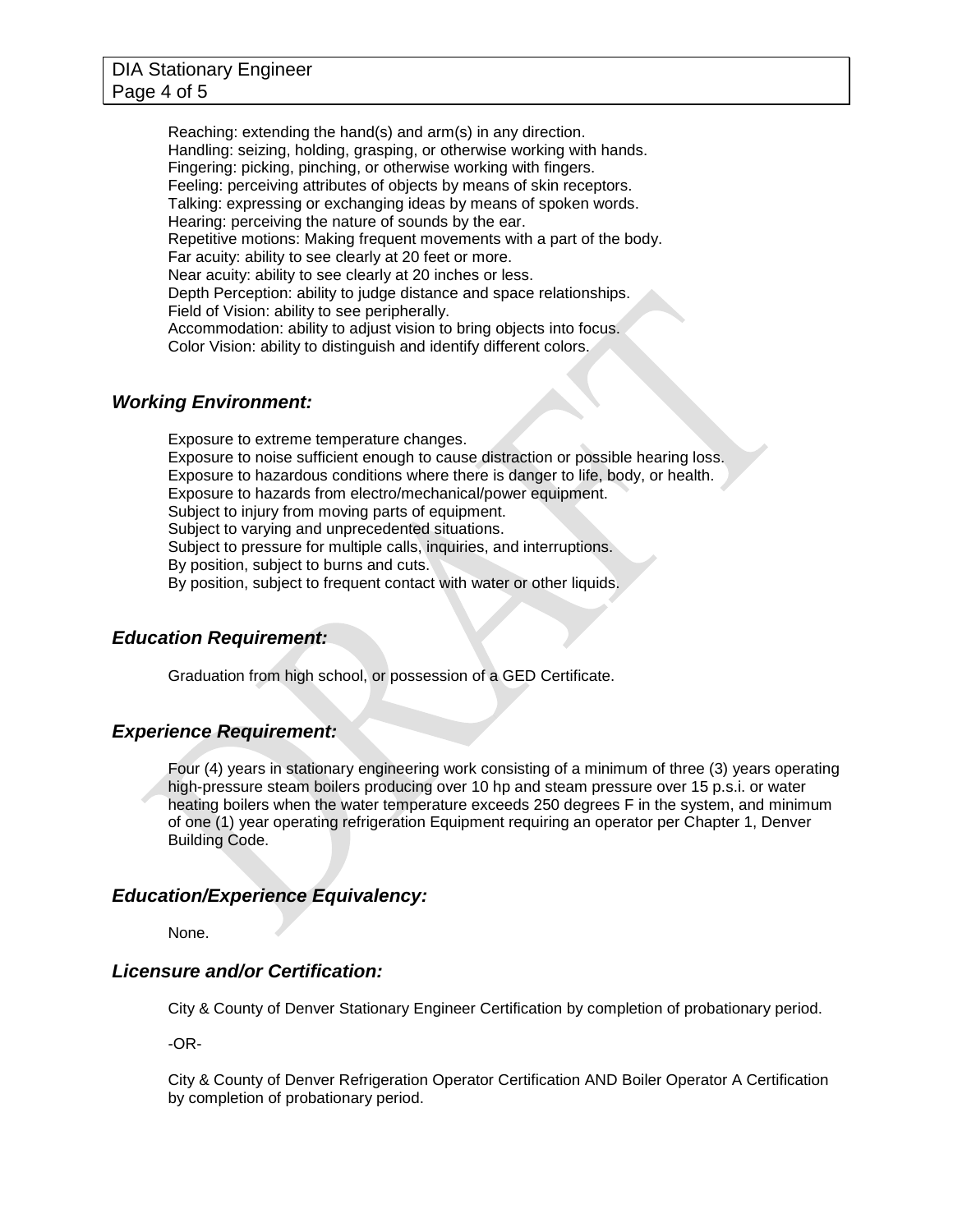Reaching: extending the hand(s) and arm(s) in any direction.
Handling: seizing, holding, grasping, or otherwise working with hands.
Fingering: picking, pinching, or otherwise working with fingers.
Feeling: perceiving attributes of objects by means of skin receptors.
Talking: expressing or exchanging ideas by means of spoken words.
Hearing: perceiving the nature of sounds by the ear.
Repetitive motions: Making frequent movements with a part of the body.
Far acuity: ability to see clearly at 20 feet or more.
Near acuity: ability to see clearly at 20 inches or less.
Depth Perception: ability to judge distance and space relationships.
Field of Vision: ability to see peripherally.
Accommodation: ability to adjust vision to bring objects into focus.
Color Vision: ability to distinguish and identify different colors.

## *Working Environment:*

Exposure to extreme temperature changes.
Exposure to noise sufficient enough to cause distraction or possible hearing loss.
Exposure to hazardous conditions where there is danger to life, body, or health.
Exposure to hazards from electro/mechanical/power equipment.
Subject to injury from moving parts of equipment.
Subject to varying and unprecedented situations.
Subject to pressure for multiple calls, inquiries, and interruptions.
By position, subject to burns and cuts.
By position, subject to frequent contact with water or other liquids.

## *Education Requirement:*

Graduation from high school, or possession of a GED Certificate.

## *Experience Requirement:*

Four (4) years in stationary engineering work consisting of a minimum of three (3) years operating high-pressure steam boilers producing over 10 hp and steam pressure over 15 p.s.i. or water heating boilers when the water temperature exceeds 250 degrees F in the system, and minimum of one (1) year operating refrigeration Equipment requiring an operator per Chapter 1, Denver Building Code.

## *Education/Experience Equivalency:*

None.

## *Licensure and/or Certification:*

City & County of Denver Stationary Engineer Certification by completion of probationary period.

-OR-

City & County of Denver Refrigeration Operator Certification AND Boiler Operator A Certification by completion of probationary period.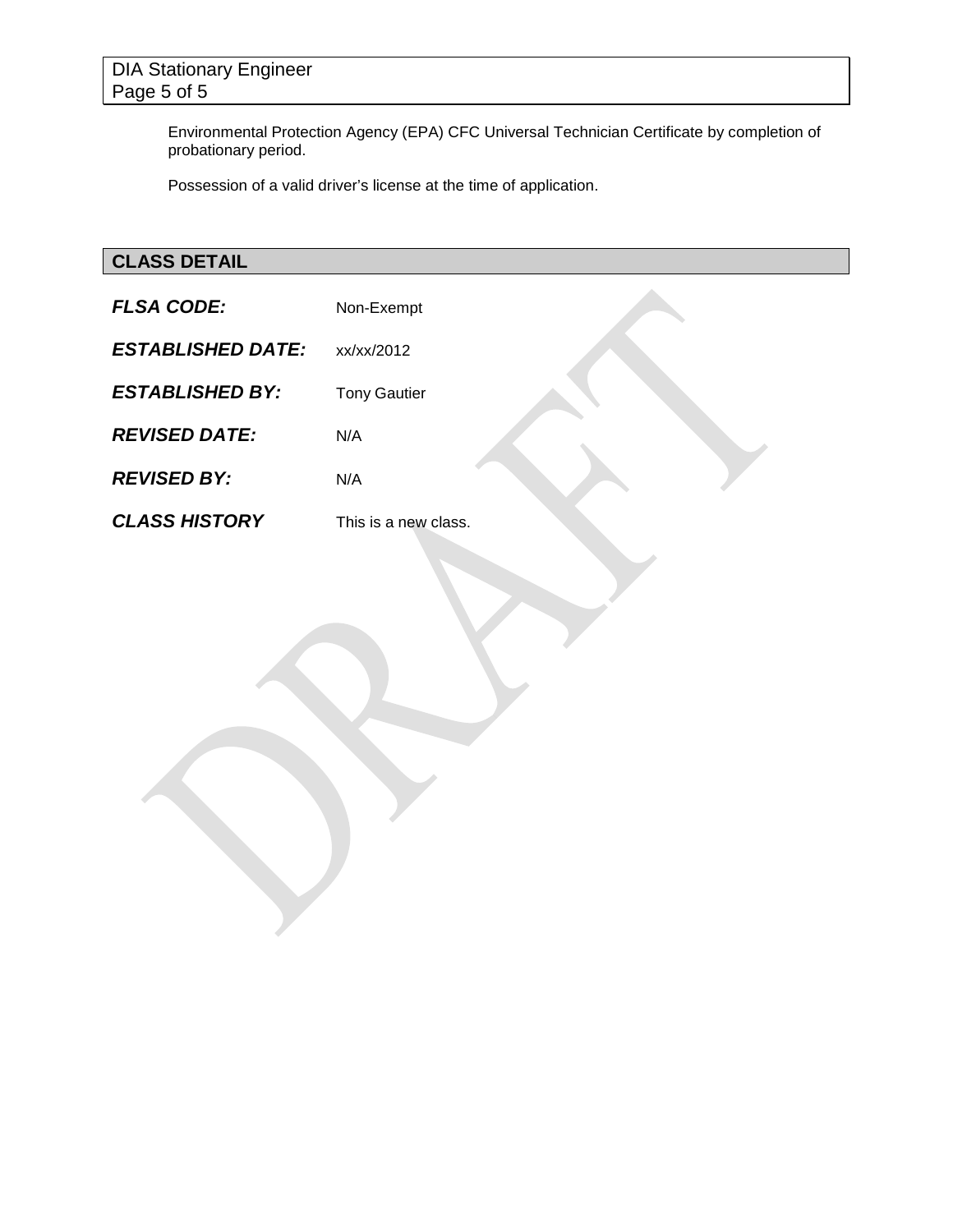Environmental Protection Agency (EPA) CFC Universal Technician Certificate by completion of probationary period.

Possession of a valid driver's license at the time of application.

## CLASS DETAIL

| | |
|---|---|
| ***FLSA CODE:*** | Non-Exempt |
| ***ESTABLISHED DATE:*** | xx/xx/2012 |
| ***ESTABLISHED BY:*** | Tony Gautier |
| ***REVISED DATE:*** | N/A |
| ***REVISED BY:*** | N/A |
| ***CLASS HISTORY*** | This is a new class. |